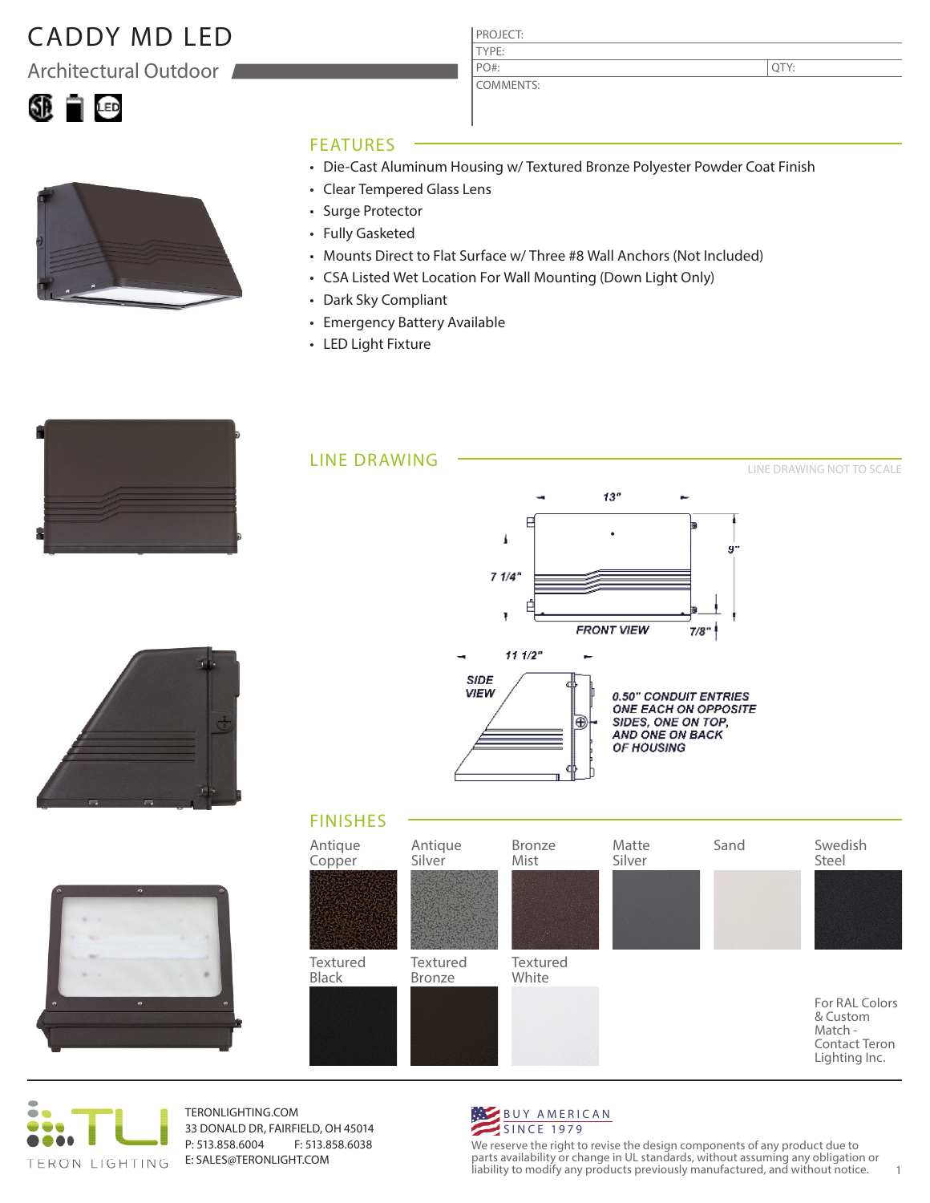# CADDY MD LED

## Architectural Outdoor

| | |
|---|---|
| PROJECT: | |
| TYPE: | |
| PO#: | QTY: |
| COMMENTS: | |

## FEATURES

- Die-Cast Aluminum Housing w/ Textured Bronze Polyester Powder Coat Finish
- Clear Tempered Glass Lens
- Surge Protector
- Fully Gasketed
- Mounts Direct to Flat Surface w/ Three #8 Wall Anchors (Not Included)
- CSA Listed Wet Location For Wall Mounting (Down Light Only)
- Dark Sky Compliant
- Emergency Battery Available
- LED Light Fixture

## LINE DRAWING

LINE DRAWING NOT TO SCALE

13"

9"

7 1/4"

FRONT VIEW

7/8"

11 1/2"

SIDE VIEW

0.50" CONDUIT ENTRIES ONE EACH ON OPPOSITE SIDES, ONE ON TOP, AND ONE ON BACK OF HOUSING

## FINISHES

Antique Copper

Antique Silver

Bronze Mist

Matte Silver

Sand

Swedish Steel

Textured Black

Textured Bronze

Textured White

For RAL Colors & Custom Match - Contact Teron Lighting Inc.

TERON LIGHTING

TERONLIGHTING.COM
33 DONALD DR, FAIRFIELD, OH 45014
P: 513.858.6004 F: 513.858.6038
E: SALES@TERONLIGHT.COM

BUY AMERICAN SINCE 1979

We reserve the right to revise the design components of any product due to parts availability or change in UL standards, without assuming any obligation or liability to modify any products previously manufactured, and without notice.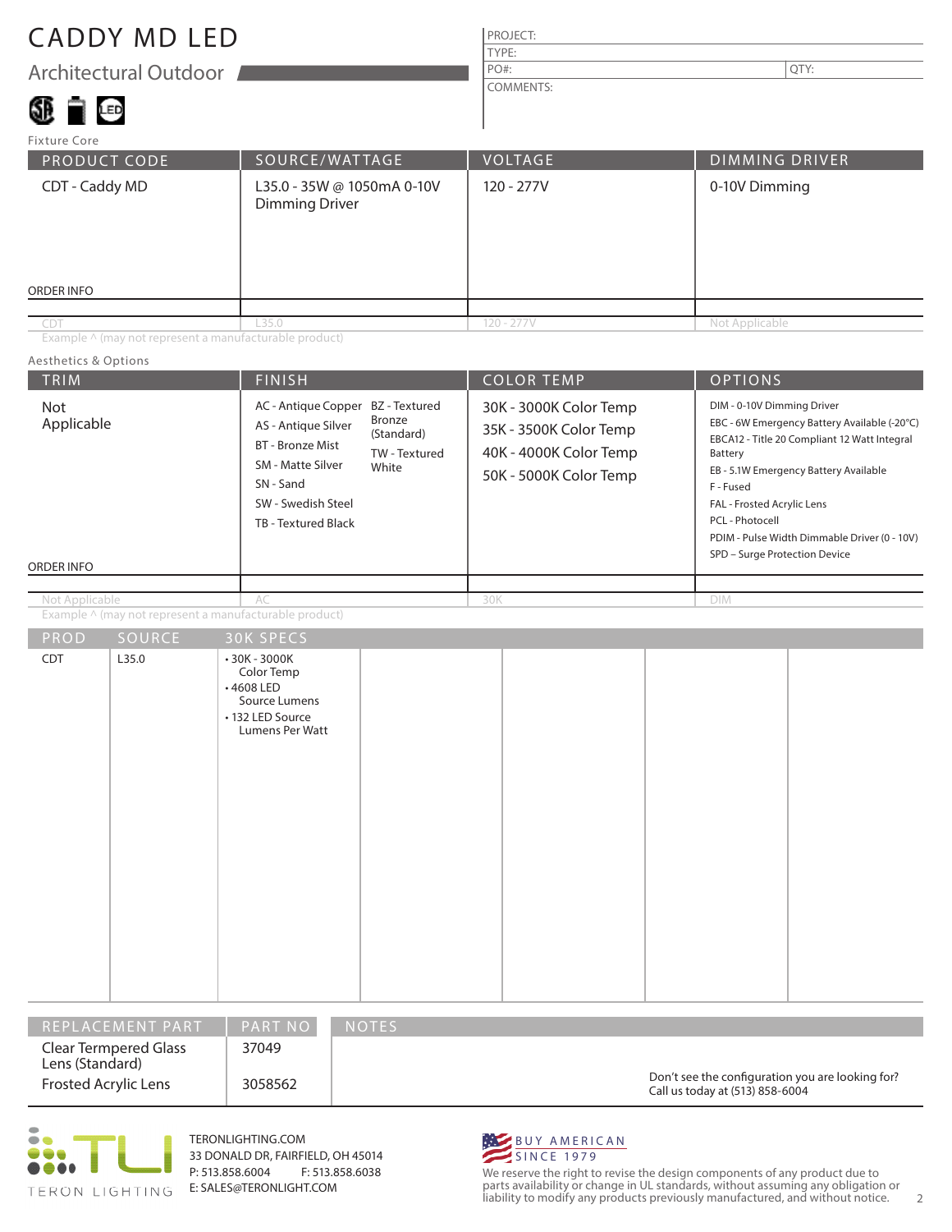# CADDY MD LED

## Architectural Outdoor

| PROJECT: | |
|---|---|
| TYPE: | |
| PO#: | QTY: |
| COMMENTS: | |

Fixture Core

| PRODUCT CODE | SOURCE/WATTAGE | VOLTAGE | DIMMING DRIVER |
|---|---|---|---|
| CDT - Caddy MD | L35.0 - 35W @ 1050mA 0-10V Dimming Driver | 120 - 277V | 0-10V Dimming |
| ORDER INFO | | | |
| CDT | L35.0 | 120 - 277V | Not Applicable |

Example ^ (may not represent a manufacturable product)

Aesthetics & Options

| TRIM | FINISH | COLOR TEMP | OPTIONS |
|---|---|---|---|
| Not Applicable | AC - Antique Copper<br>AS - Antique Silver<br>BT - Bronze Mist<br>SM - Matte Silver<br>SN - Sand<br>SW - Swedish Steel<br>TB - Textured Black<br>BZ - Textured Bronze (Standard)<br>TW - Textured White | 30K - 3000K Color Temp<br>35K - 3500K Color Temp<br>40K - 4000K Color Temp<br>50K - 5000K Color Temp | DIM - 0-10V Dimming Driver<br>EBC - 6W Emergency Battery Available (-20°C)<br>EBCA12 - Title 20 Compliant 12 Watt Integral Battery<br>EB - 5.1W Emergency Battery Available<br>F - Fused<br>FAL - Frosted Acrylic Lens<br>PCL - Photocell<br>PDIM - Pulse Width Dimmable Driver (0 - 10V)<br>SPD – Surge Protection Device |
| ORDER INFO | | | |
| Not Applicable | AC | 30K | DIM |

Example ^ (may not represent a manufacturable product)

| PROD | SOURCE | 30K SPECS | | | | |
|---|---|---|---|---|---|---|
| CDT | L35.0 | • 30K - 3000K Color Temp<br>• 4608 LED Source Lumens<br>• 132 LED Source Lumens Per Watt | | | | |

| REPLACEMENT PART | PART NO | NOTES |
|---|---|---|
| Clear Termpered Glass Lens (Standard) | 37049 | |
| Frosted Acrylic Lens | 3058562 | Don't see the configuration you are looking for? Call us today at (513) 858-6004 |

TERON LIGHTING

TERONLIGHTING.COM
33 DONALD DR, FAIRFIELD, OH 45014
P: 513.858.6004 F: 513.858.6038
E: SALES@TERONLIGHT.COM

BUY AMERICAN SINCE 1979

We reserve the right to revise the design components of any product due to parts availability or change in UL standards, without assuming any obligation or liability to modify any products previously manufactured, and without notice.